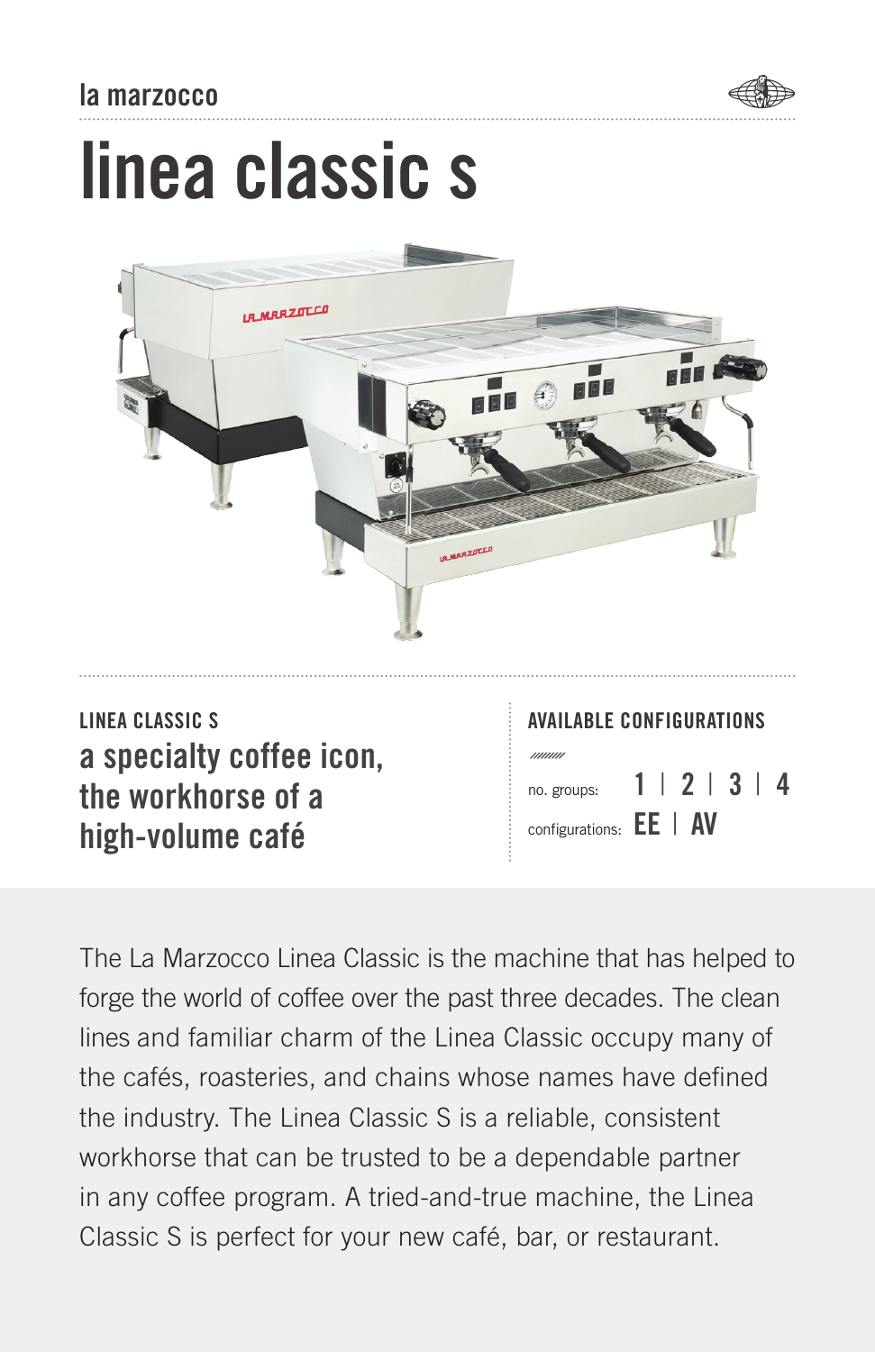la marzocco

# linea classic s

**LINEA CLASSIC S**

## a specialty coffee icon, the workhorse of a high-volume café

**AVAILABLE CONFIGURATIONS**

no. groups: 1 | 2 | 3 | 4

configurations: EE | AV

The La Marzocco Linea Classic is the machine that has helped to forge the world of coffee over the past three decades. The clean lines and familiar charm of the Linea Classic occupy many of the cafés, roasteries, and chains whose names have defined the industry. The Linea Classic S is a reliable, consistent workhorse that can be trusted to be a dependable partner in any coffee program. A tried-and-true machine, the Linea Classic S is perfect for your new café, bar, or restaurant.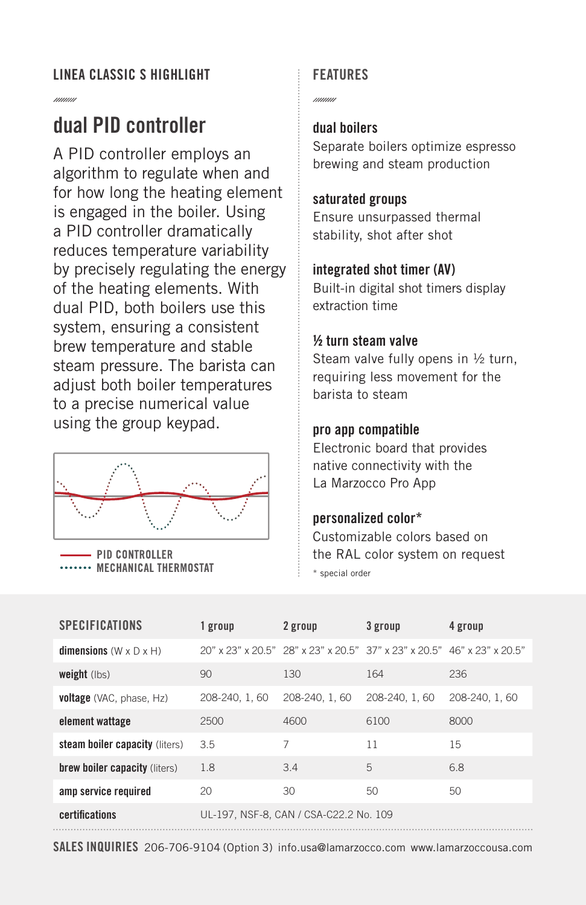## LINEA CLASSIC S HIGHLIGHT

### dual PID controller

A PID controller employs an algorithm to regulate when and for how long the heating element is engaged in the boiler. Using a PID controller dramatically reduces temperature variability by precisely regulating the energy of the heating elements. With dual PID, both boilers use this system, ensuring a consistent brew temperature and stable steam pressure. The barista can adjust both boiler temperatures to a precise numerical value using the group keypad.

PID CONTROLLER
MECHANICAL THERMOSTAT

## FEATURES

**dual boilers**
Separate boilers optimize espresso brewing and steam production

**saturated groups**
Ensure unsurpassed thermal stability, shot after shot

**integrated shot timer (AV)**
Built-in digital shot timers display extraction time

**½ turn steam valve**
Steam valve fully opens in ½ turn, requiring less movement for the barista to steam

**pro app compatible**
Electronic board that provides native connectivity with the La Marzocco Pro App

**personalized color***
Customizable colors based on the RAL color system on request

* special order

| SPECIFICATIONS | 1 group | 2 group | 3 group | 4 group |
|---|---|---|---|---|
| **dimensions** (W x D x H) | 20” x 23” x 20.5” | 28” x 23” x 20.5” | 37” x 23” x 20.5” | 46” x 23” x 20.5” |
| **weight** (lbs) | 90 | 130 | 164 | 236 |
| **voltage** (VAC, phase, Hz) | 208-240, 1, 60 | 208-240, 1, 60 | 208-240, 1, 60 | 208-240, 1, 60 |
| **element wattage** | 2500 | 4600 | 6100 | 8000 |
| **steam boiler capacity** (liters) | 3.5 | 7 | 11 | 15 |
| **brew boiler capacity** (liters) | 1.8 | 3.4 | 5 | 6.8 |
| **amp service required** | 20 | 30 | 50 | 50 |
| **certifications** | UL-197, NSF-8, CAN / CSA-C22.2 No. 109 | | | |

**SALES INQUIRIES** 206-706-9104 (Option 3) info.usa@lamarzocco.com www.lamarzoccousa.com